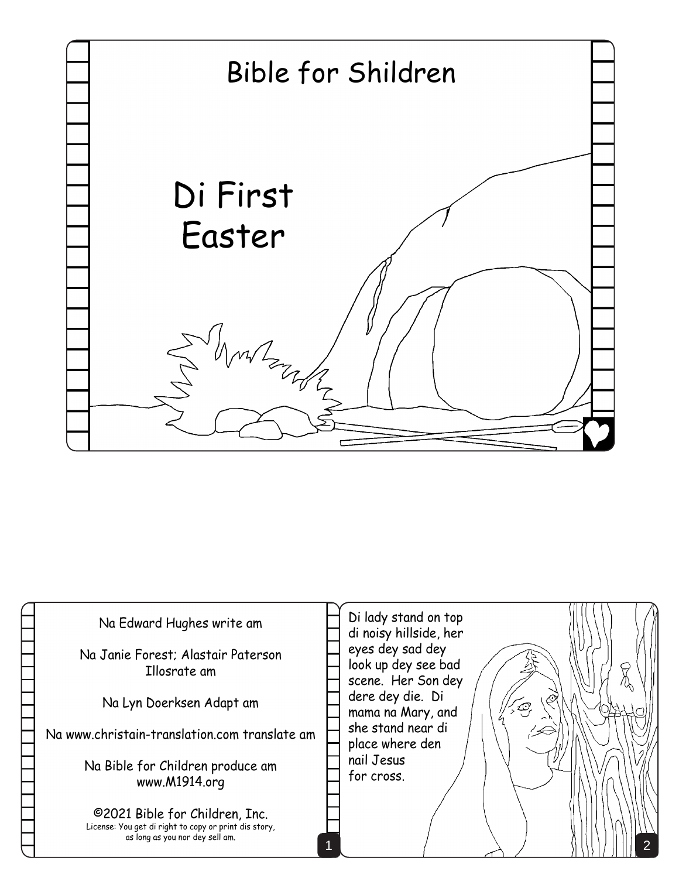# Bible for Shildren

## Di First Easter

Na Edward Hughes write am

Na Janie Forest; Alastair Paterson Illosrate am

Na Lyn Doerksen Adapt am

Na www.christain-translation.com translate am

Na Bible for Children produce am www.M1914.org

©2021 Bible for Children, Inc.
License: You get di right to copy or print dis story, as long as you nor dey sell am.

Di lady stand on top di noisy hillside, her eyes dey sad dey look up dey see bad scene. Her Son dey dere dey die. Di mama na Mary, and she stand near di place where den nail Jesus for cross.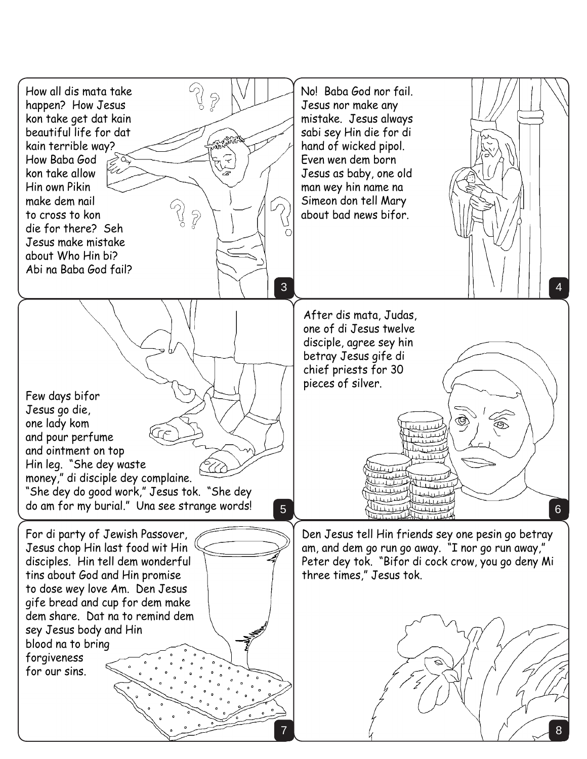How all dis mata take happen? How Jesus kon take get dat kain beautiful life for dat kain terrible way? How Baba God kon take allow Hin own Pikin make dem nail to cross to kon die for there? Seh Jesus make mistake about Who Hin bi? Abi na Baba God fail?

No! Baba God nor fail. Jesus nor make any mistake. Jesus always sabi sey Hin die for di hand of wicked pipol. Even wen dem born Jesus as baby, one old man wey hin name na Simeon don tell Mary about bad news bifor.

Few days bifor Jesus go die, one lady kom and pour perfume and ointment on top Hin leg. "She dey waste money," di disciple dey complaine. "She dey do good work," Jesus tok. "She dey do am for my burial." Una see strange words!

After dis mata, Judas, one of di Jesus twelve disciple, agree sey hin betray Jesus gife di chief priests for 30 pieces of silver.

For di party of Jewish Passover, Jesus chop Hin last food wit Hin disciples. Hin tell dem wonderful tins about God and Hin promise to dose wey love Am. Den Jesus gife bread and cup for dem make dem share. Dat na to remind dem sey Jesus body and Hin blood na to bring forgiveness for our sins.

Den Jesus tell Hin friends sey one pesin go betray am, and dem go run go away. "I nor go run away," Peter dey tok. "Bifor di cock crow, you go deny Mi three times," Jesus tok.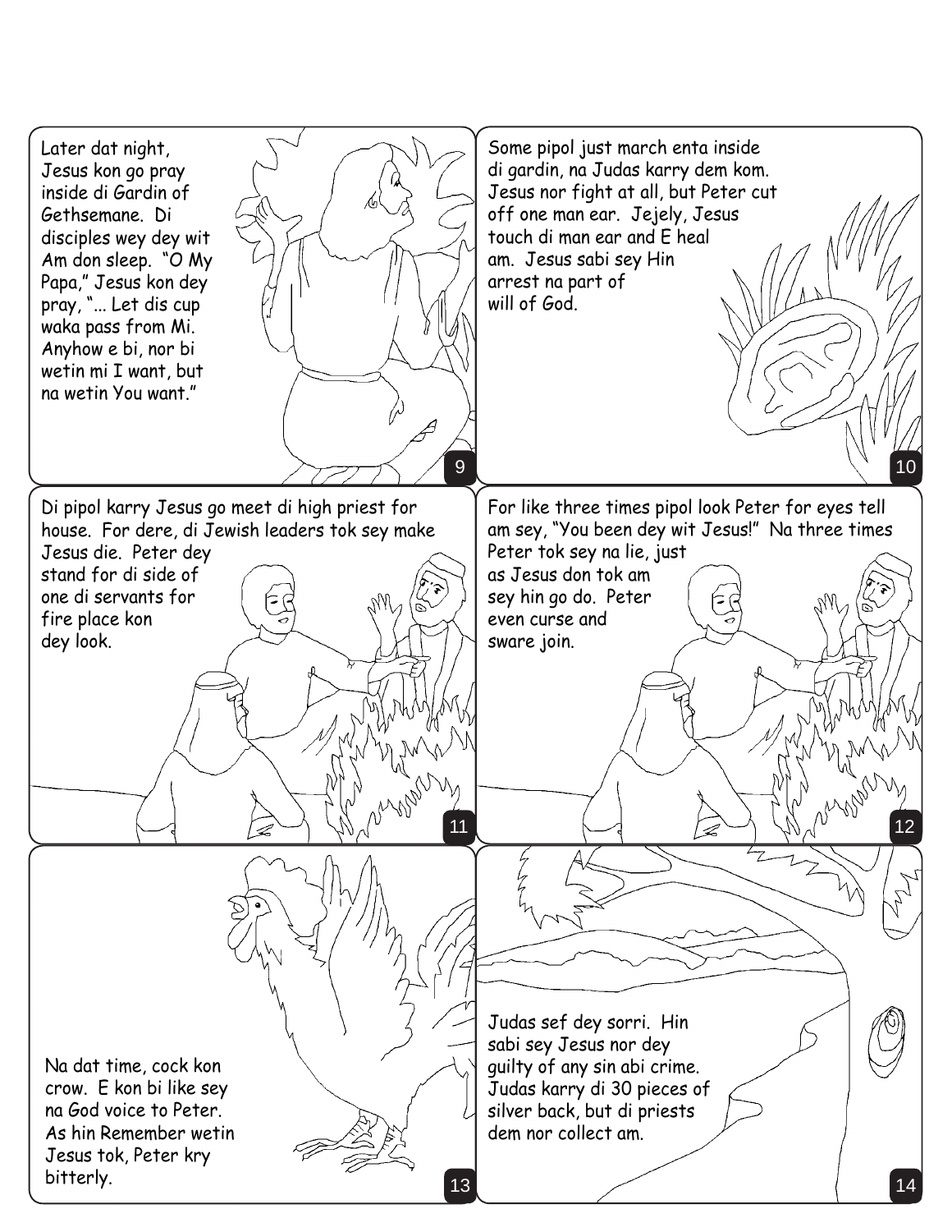Later dat night, Jesus kon go pray inside di Gardin of Gethsemane. Di disciples wey dey wit Am don sleep. "O My Papa," Jesus kon dey pray, "... Let dis cup waka pass from Mi. Anyhow e bi, nor bi wetin mi I want, but na wetin You want."

9

Some pipol just march enta inside di gardin, na Judas karry dem kom. Jesus nor fight at all, but Peter cut off one man ear. Jejely, Jesus touch di man ear and E heal am. Jesus sabi sey Hin arrest na part of will of God.

10

Di pipol karry Jesus go meet di high priest for house. For dere, di Jewish leaders tok sey make Jesus die. Peter dey stand for di side of one di servants for fire place kon dey look.

11

For like three times pipol look Peter for eyes tell am sey, "You been dey wit Jesus!" Na three times Peter tok sey na lie, just as Jesus don tok am sey hin go do. Peter even curse and sware join.

12

Na dat time, cock kon crow. E kon bi like sey na God voice to Peter. As hin Remember wetin Jesus tok, Peter kry bitterly.

13

Judas sef dey sorri. Hin sabi sey Jesus nor dey guilty of any sin abi crime. Judas karry di 30 pieces of silver back, but di priests dem nor collect am.

14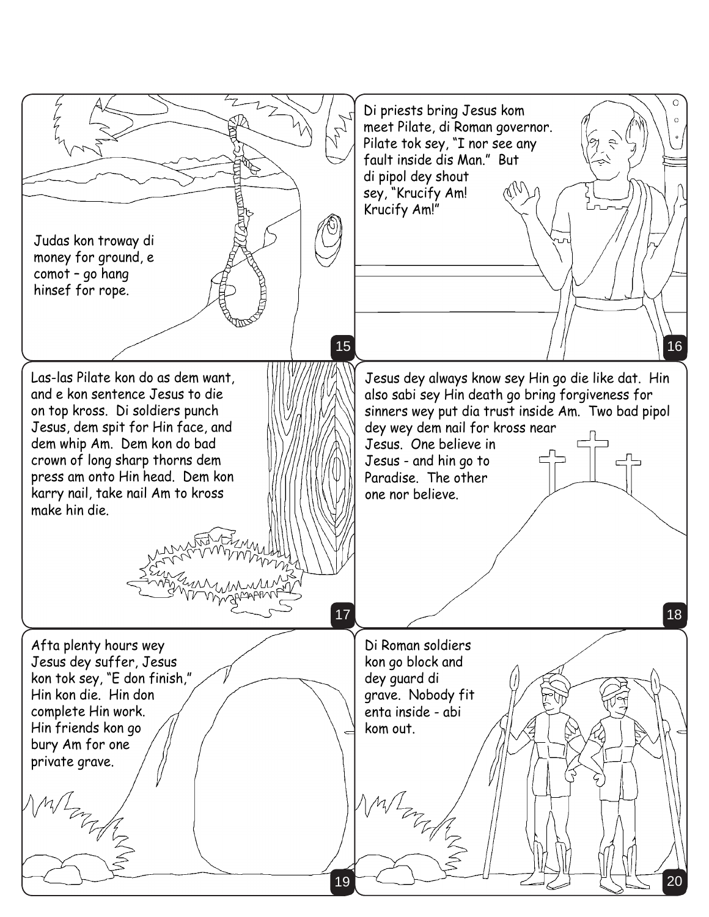Judas kon troway di money for ground, e comot – go hang hinsef for rope.

Di priests bring Jesus kom meet Pilate, di Roman governor. Pilate tok sey, "I nor see any fault inside dis Man." But di pipol dey shout sey, "Krucify Am! Krucify Am!"

Las-las Pilate kon do as dem want, and e kon sentence Jesus to die on top kross. Di soldiers punch Jesus, dem spit for Hin face, and dem whip Am. Dem kon do bad crown of long sharp thorns dem press am onto Hin head. Dem kon karry nail, take nail Am to kross make hin die.

Jesus dey always know sey Hin go die like dat. Hin also sabi sey Hin death go bring forgiveness for sinners wey put dia trust inside Am. Two bad pipol dey wey dem nail for kross near Jesus. One believe in Jesus - and hin go to Paradise. The other one nor believe.

Afta plenty hours wey Jesus dey suffer, Jesus kon tok sey, "E don finish," Hin kon die. Hin don complete Hin work. Hin friends kon go bury Am for one private grave.

Di Roman soldiers kon go block and dey guard di grave. Nobody fit enta inside - abi kom out.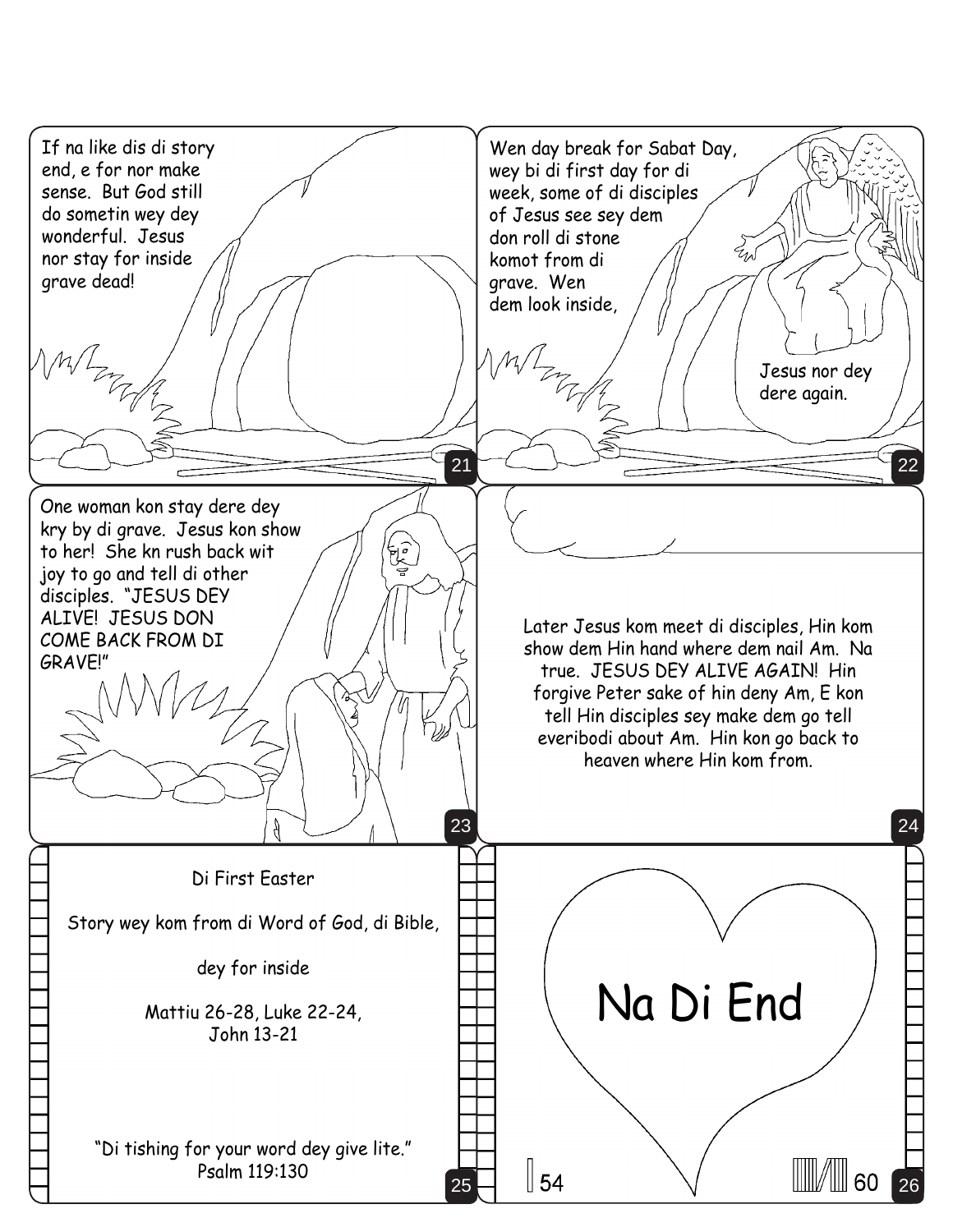If na like dis di story end, e for nor make sense. But God still do sometin wey dey wonderful. Jesus nor stay for inside grave dead!

Wen day break for Sabat Day, wey bi di first day for di week, some of di disciples of Jesus see sey dem don roll di stone komot from di grave. Wen dem look inside,

Jesus nor dey dere again.

One woman kon stay dere dey kry by di grave. Jesus kon show to her! She kn rush back wit joy to go and tell di other disciples. "JESUS DEY ALIVE! JESUS DON COME BACK FROM DI GRAVE!"

Later Jesus kom meet di disciples, Hin kom show dem Hin hand where dem nail Am. Na true. JESUS DEY ALIVE AGAIN! Hin forgive Peter sake of hin deny Am, E kon tell Hin disciples sey make dem go tell everibodi about Am. Hin kon go back to heaven where Hin kom from.

Di First Easter

Story wey kom from di Word of God, di Bible,

dey for inside

Mattiu 26-28, Luke 22-24,
John 13-21

"Di tishing for your word dey give lite."
Psalm 119:130

Na Di End

54

60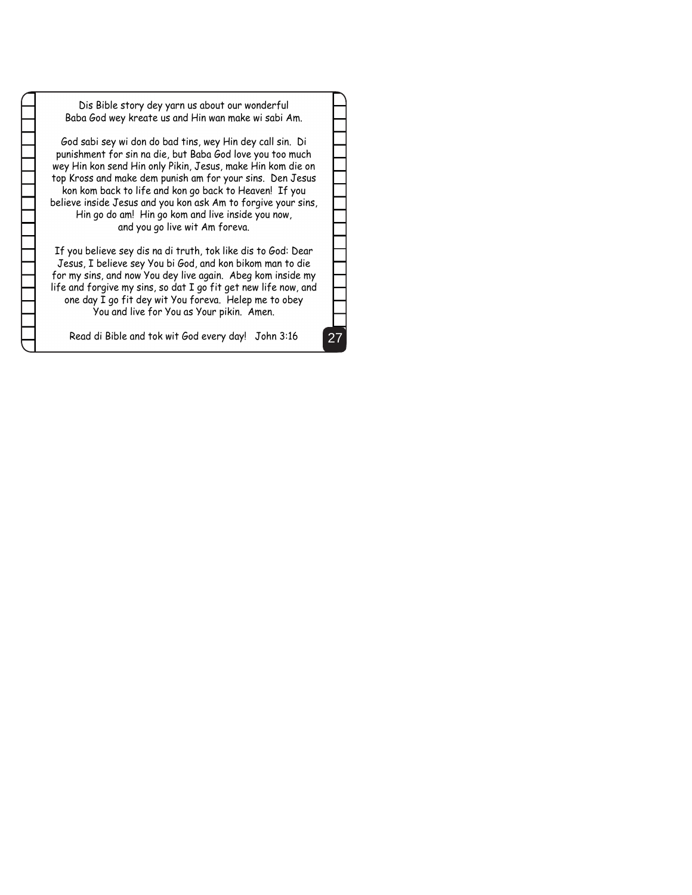Dis Bible story dey yarn us about our wonderful Baba God wey kreate us and Hin wan make wi sabi Am.

God sabi sey wi don do bad tins, wey Hin dey call sin. Di punishment for sin na die, but Baba God love you too much wey Hin kon send Hin only Pikin, Jesus, make Hin kom die on top Kross and make dem punish am for your sins. Den Jesus kon kom back to life and kon go back to Heaven! If you believe inside Jesus and you kon ask Am to forgive your sins, Hin go do am! Hin go kom and live inside you now, and you go live wit Am foreva.

If you believe sey dis na di truth, tok like dis to God: Dear Jesus, I believe sey You bi God, and kon bikom man to die for my sins, and now You dey live again. Abeg kom inside my life and forgive my sins, so dat I go fit get new life now, and one day I go fit dey wit You foreva. Helep me to obey You and live for You as Your pikin. Amen.

Read di Bible and tok wit God every day! John 3:16